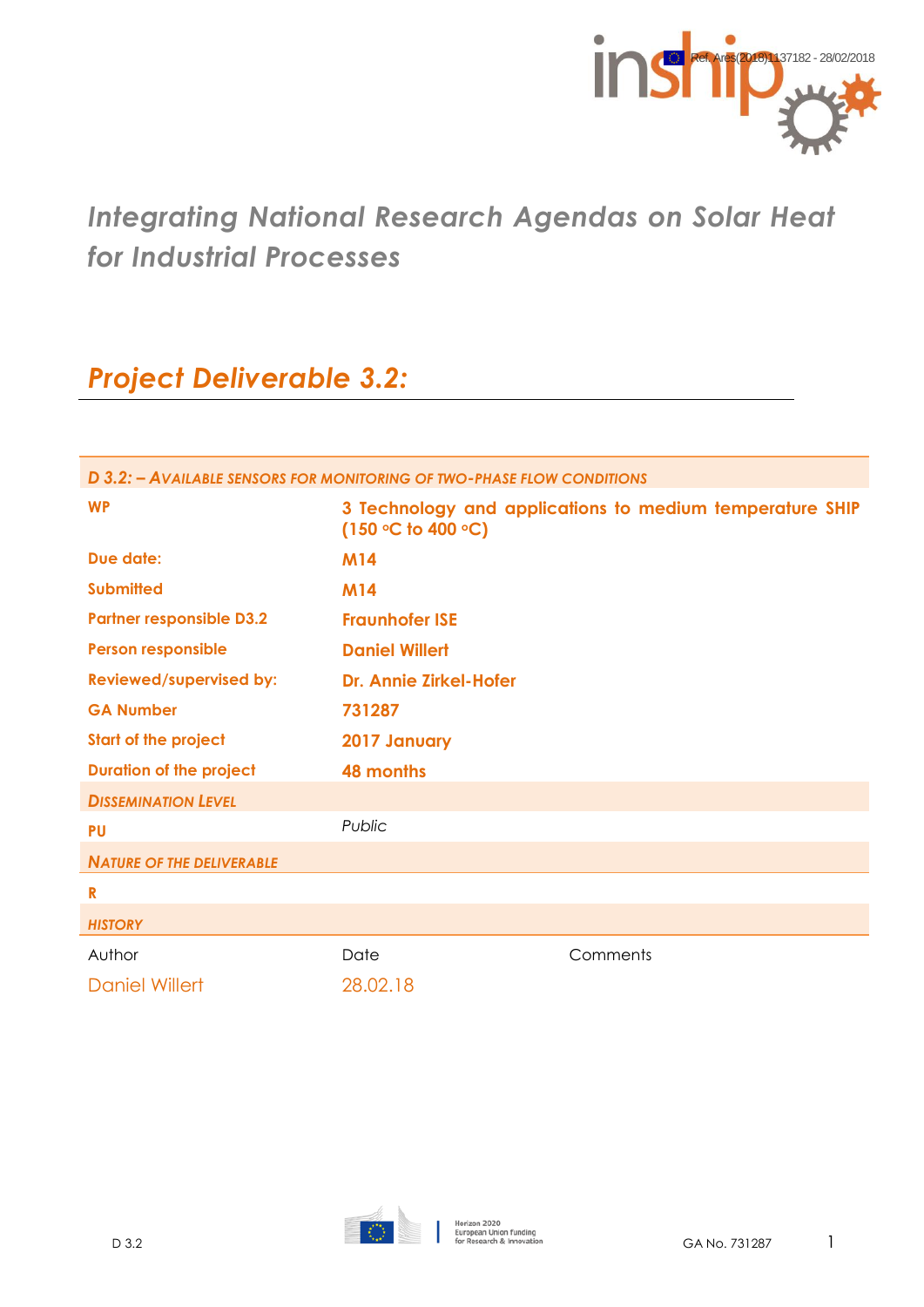Ref. Ares(2018)1137182 - 28/02/2018

# *Integrating National Research Agendas on Solar Heat for Industrial Processes*

## *Project Deliverable 3.2:*

| ***D 3.2: – Available sensors for monitoring of two-phase flow conditions*** | | |
|---|---|---|
| **WP** | **3 Technology and applications to medium temperature SHIP (150 °C to 400 °C)** | |
| **Due date:** | **M14** | |
| **Submitted** | **M14** | |
| **Partner responsible D3.2** | **Fraunhofer ISE** | |
| **Person responsible** | **Daniel Willert** | |
| **Reviewed/supervised by:** | **Dr. Annie Zirkel-Hofer** | |
| **GA Number** | **731287** | |
| **Start of the project** | **2017 January** | |
| **Duration of the project** | **48 months** | |
| ***Dissemination Level*** | | |
| **PU** | *Public* | |
| ***Nature of the deliverable*** | | |
| **R** | | |
| ***History*** | | |
| Author | Date | Comments |
| Daniel Willert | 28.02.18 | |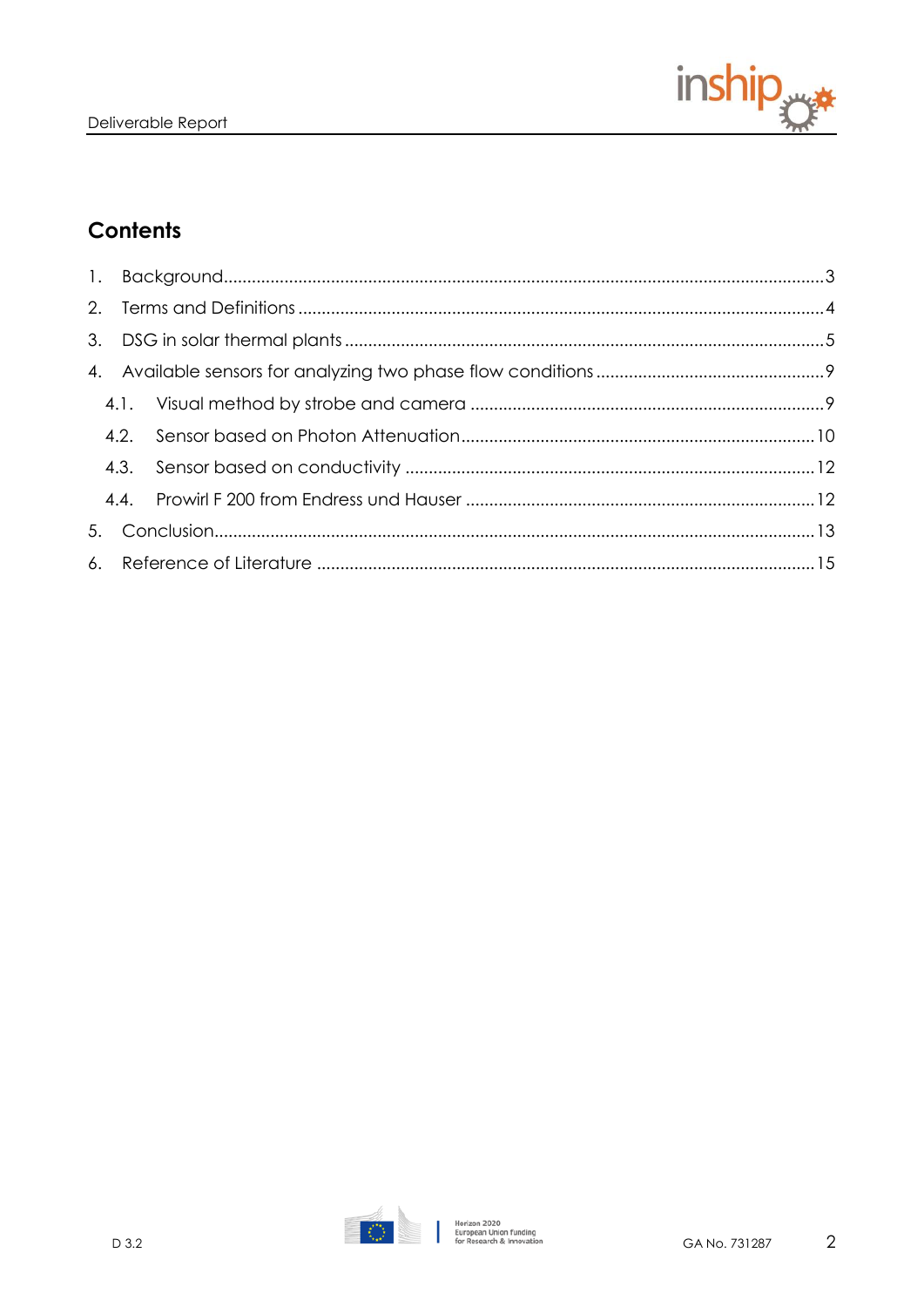# Contents

1. Background ........................................................................................................ 3
2. Terms and Definitions ......................................................................................... 4
3. DSG in solar thermal plants .................................................................................. 5
4. Available sensors for analyzing two phase flow conditions .................................... 9
   - 4.1. Visual method by strobe and camera ............................................................ 9
   - 4.2. Sensor based on Photon Attenuation ........................................................... 10
   - 4.3. Sensor based on conductivity ...................................................................... 12
   - 4.4. Prowirl F 200 from Endress und Hauser ....................................................... 12
5. Conclusion ......................................................................................................... 13
6. Reference of Literature ....................................................................................... 15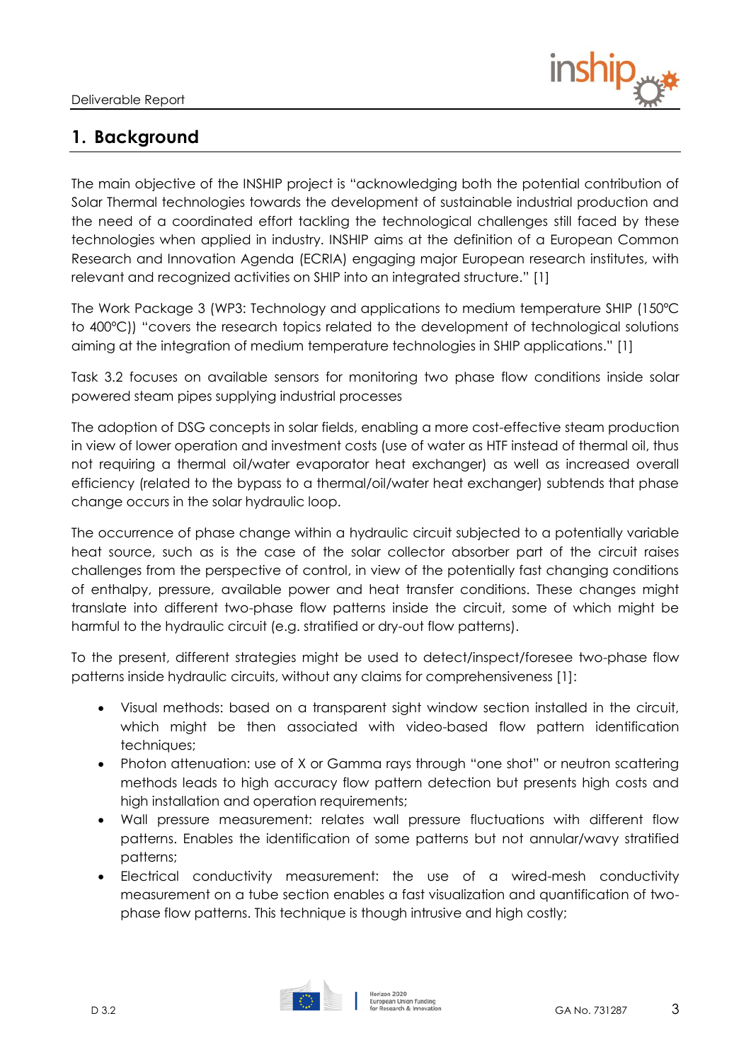# 1. Background

The main objective of the INSHIP project is "acknowledging both the potential contribution of Solar Thermal technologies towards the development of sustainable industrial production and the need of a coordinated effort tackling the technological challenges still faced by these technologies when applied in industry. INSHIP aims at the definition of a European Common Research and Innovation Agenda (ECRIA) engaging major European research institutes, with relevant and recognized activities on SHIP into an integrated structure." [1]

The Work Package 3 (WP3: Technology and applications to medium temperature SHIP (150ºC to 400ºC)) "covers the research topics related to the development of technological solutions aiming at the integration of medium temperature technologies in SHIP applications." [1]

Task 3.2 focuses on available sensors for monitoring two phase flow conditions inside solar powered steam pipes supplying industrial processes

The adoption of DSG concepts in solar fields, enabling a more cost-effective steam production in view of lower operation and investment costs (use of water as HTF instead of thermal oil, thus not requiring a thermal oil/water evaporator heat exchanger) as well as increased overall efficiency (related to the bypass to a thermal/oil/water heat exchanger) subtends that phase change occurs in the solar hydraulic loop.

The occurrence of phase change within a hydraulic circuit subjected to a potentially variable heat source, such as is the case of the solar collector absorber part of the circuit raises challenges from the perspective of control, in view of the potentially fast changing conditions of enthalpy, pressure, available power and heat transfer conditions. These changes might translate into different two-phase flow patterns inside the circuit, some of which might be harmful to the hydraulic circuit (e.g. stratified or dry-out flow patterns).

To the present, different strategies might be used to detect/inspect/foresee two-phase flow patterns inside hydraulic circuits, without any claims for comprehensiveness [1]:

- Visual methods: based on a transparent sight window section installed in the circuit, which might be then associated with video-based flow pattern identification techniques;
- Photon attenuation: use of X or Gamma rays through "one shot" or neutron scattering methods leads to high accuracy flow pattern detection but presents high costs and high installation and operation requirements;
- Wall pressure measurement: relates wall pressure fluctuations with different flow patterns. Enables the identification of some patterns but not annular/wavy stratified patterns;
- Electrical conductivity measurement: the use of a wired-mesh conductivity measurement on a tube section enables a fast visualization and quantification of two-phase flow patterns. This technique is though intrusive and high costly;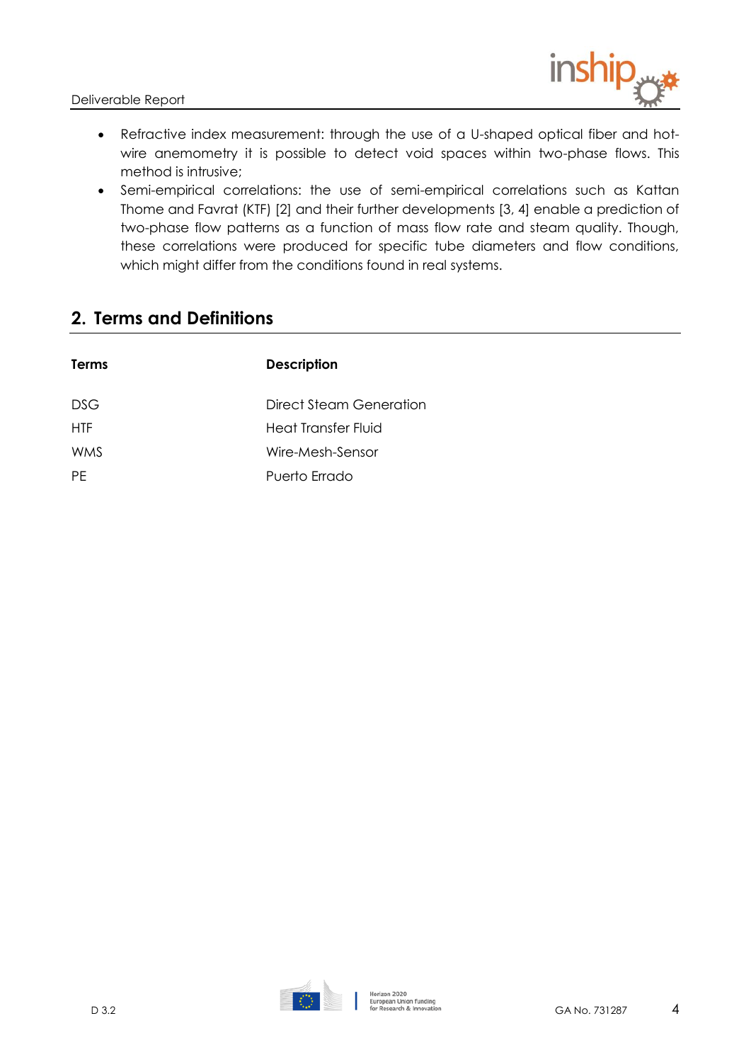- Refractive index measurement: through the use of a U-shaped optical fiber and hot-wire anemometry it is possible to detect void spaces within two-phase flows. This method is intrusive;
- Semi-empirical correlations: the use of semi-empirical correlations such as Kattan Thome and Favrat (KTF) [2] and their further developments [3, 4] enable a prediction of two-phase flow patterns as a function of mass flow rate and steam quality. Though, these correlations were produced for specific tube diameters and flow conditions, which might differ from the conditions found in real systems.

## 2. Terms and Definitions

| Terms | Description |
|---|---|
| DSG | Direct Steam Generation |
| HTF | Heat Transfer Fluid |
| WMS | Wire-Mesh-Sensor |
| PE | Puerto Errado |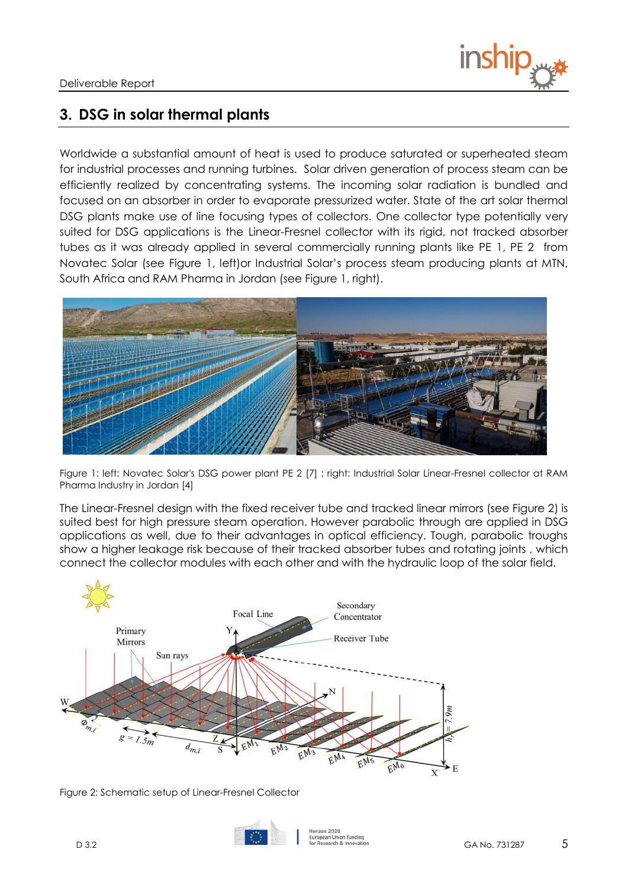## 3. DSG in solar thermal plants

Worldwide a substantial amount of heat is used to produce saturated or superheated steam for industrial processes and running turbines. Solar driven generation of process steam can be efficiently realized by concentrating systems. The incoming solar radiation is bundled and focused on an absorber in order to evaporate pressurized water. State of the art solar thermal DSG plants make use of line focusing types of collectors. One collector type potentially very suited for DSG applications is the Linear-Fresnel collector with its rigid, not tracked absorber tubes as it was already applied in several commercially running plants like PE 1, PE 2 from Novatec Solar (see Figure 1, left)or Industrial Solar's process steam producing plants at MTN, South Africa and RAM Pharma in Jordan (see Figure 1, right).

Figure 1: left: Novatec Solar's DSG power plant PE 2 [7] ; right: Industrial Solar Linear-Fresnel collector at RAM Pharma Industry in Jordan [4]

The Linear-Fresnel design with the fixed receiver tube and tracked linear mirrors (see Figure 2) is suited best for high pressure steam operation. However parabolic through are applied in DSG applications as well, due to their advantages in optical efficiency. Tough, parabolic troughs show a higher leakage risk because of their tracked absorber tubes and rotating joints , which connect the collector modules with each other and with the hydraulic loop of the solar field.

Figure 2: Schematic setup of Linear-Fresnel Collector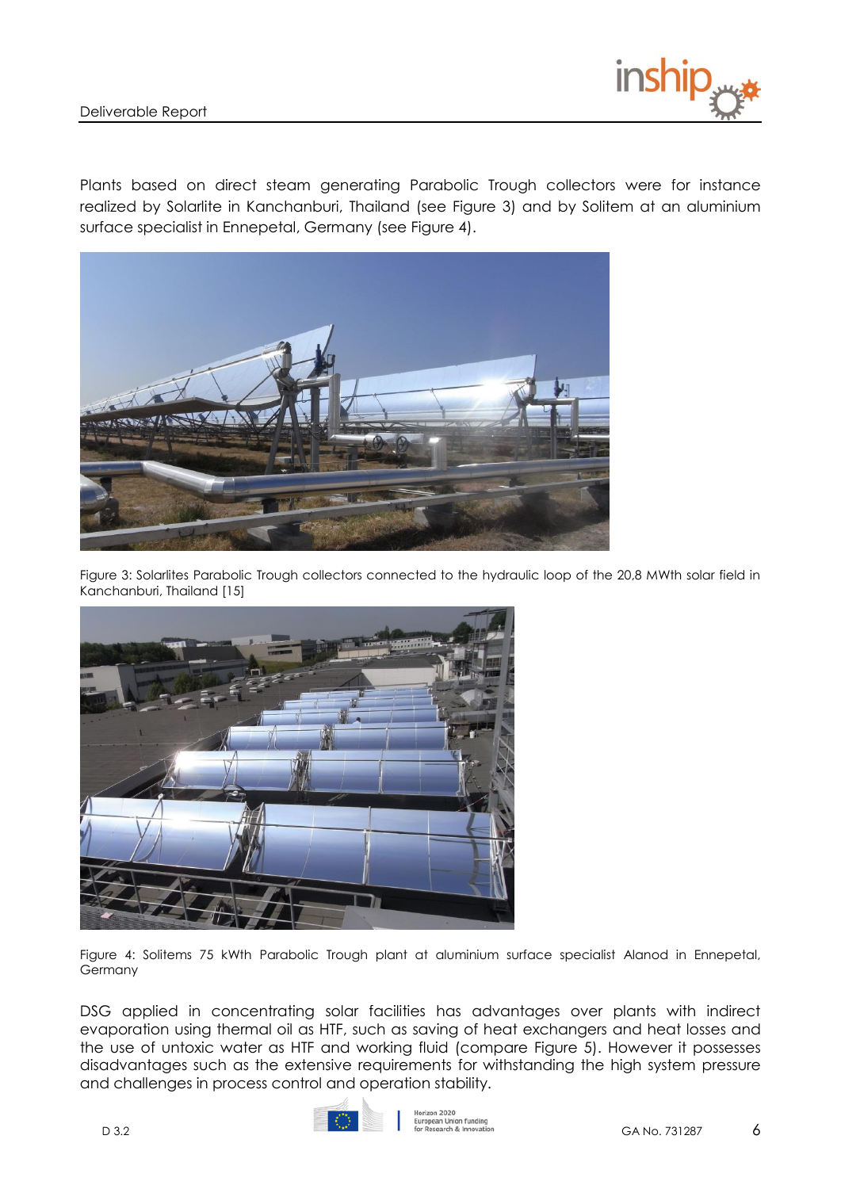Plants based on direct steam generating Parabolic Trough collectors were for instance realized by Solarlite in Kanchanburi, Thailand (see Figure 3) and by Solitem at an aluminium surface specialist in Ennepetal, Germany (see Figure 4).

Figure 3: Solarlites Parabolic Trough collectors connected to the hydraulic loop of the 20,8 MWth solar field in Kanchanburi, Thailand [15]

Figure 4: Solitems 75 kWth Parabolic Trough plant at aluminium surface specialist Alanod in Ennepetal, Germany

DSG applied in concentrating solar facilities has advantages over plants with indirect evaporation using thermal oil as HTF, such as saving of heat exchangers and heat losses and the use of untoxic water as HTF and working fluid (compare Figure 5). However it possesses disadvantages such as the extensive requirements for withstanding the high system pressure and challenges in process control and operation stability.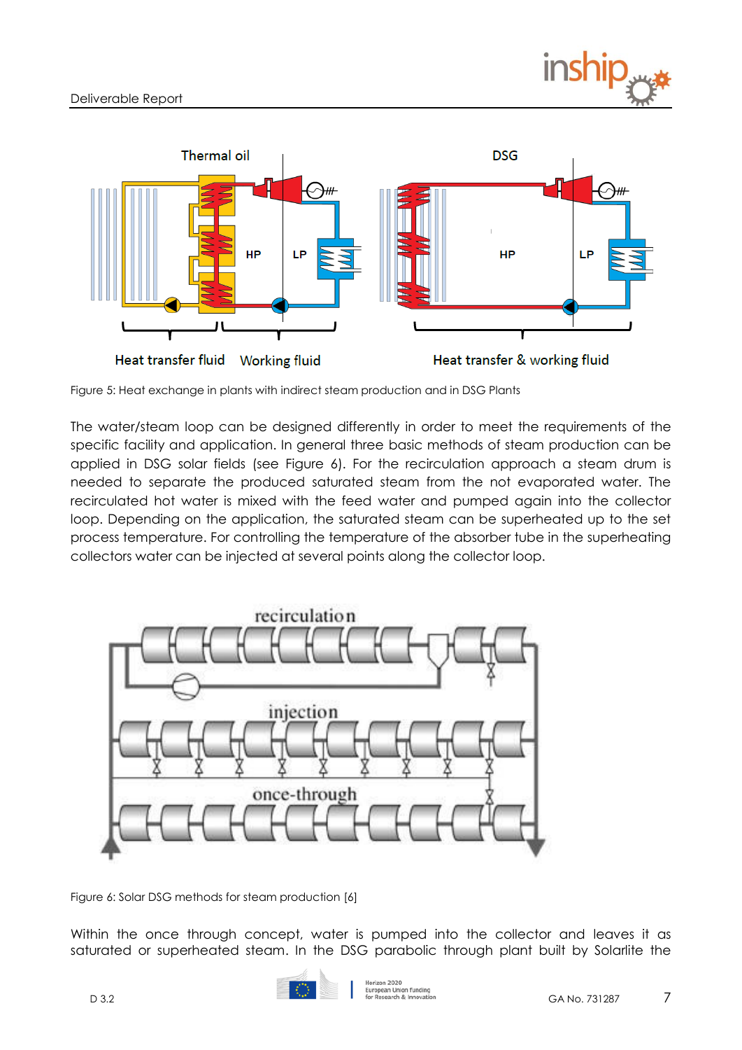Figure 5: Heat exchange in plants with indirect steam production and in DSG Plants

The water/steam loop can be designed differently in order to meet the requirements of the specific facility and application. In general three basic methods of steam production can be applied in DSG solar fields (see Figure 6). For the recirculation approach a steam drum is needed to separate the produced saturated steam from the not evaporated water. The recirculated hot water is mixed with the feed water and pumped again into the collector loop. Depending on the application, the saturated steam can be superheated up to the set process temperature. For controlling the temperature of the absorber tube in the superheating collectors water can be injected at several points along the collector loop.

Figure 6: Solar DSG methods for steam production [6]

Within the once through concept, water is pumped into the collector and leaves it as saturated or superheated steam. In the DSG parabolic through plant built by Solarlite the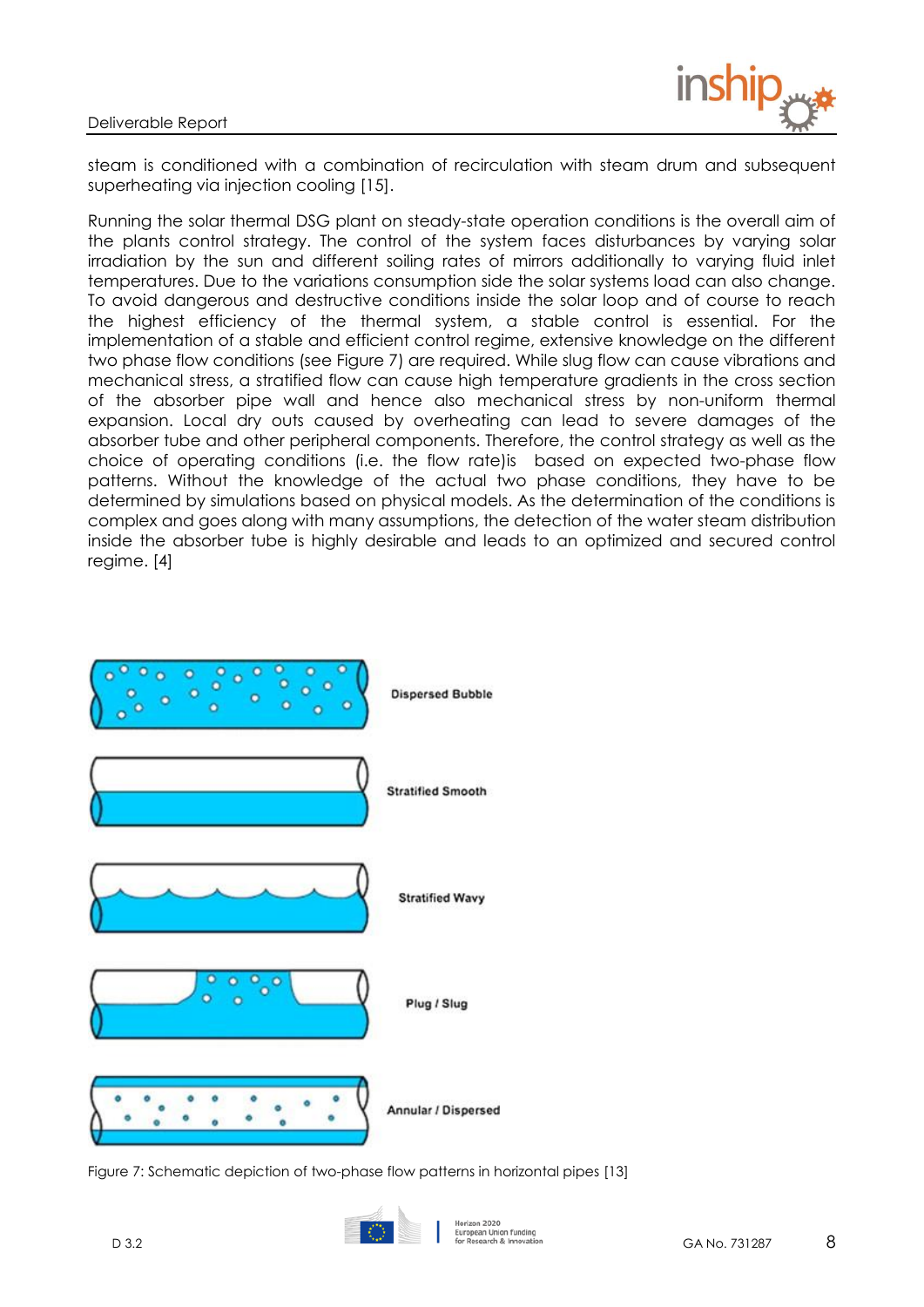steam is conditioned with a combination of recirculation with steam drum and subsequent superheating via injection cooling [15].

Running the solar thermal DSG plant on steady-state operation conditions is the overall aim of the plants control strategy. The control of the system faces disturbances by varying solar irradiation by the sun and different soiling rates of mirrors additionally to varying fluid inlet temperatures. Due to the variations consumption side the solar systems load can also change. To avoid dangerous and destructive conditions inside the solar loop and of course to reach the highest efficiency of the thermal system, a stable control is essential. For the implementation of a stable and efficient control regime, extensive knowledge on the different two phase flow conditions (see Figure 7) are required. While slug flow can cause vibrations and mechanical stress, a stratified flow can cause high temperature gradients in the cross section of the absorber pipe wall and hence also mechanical stress by non-uniform thermal expansion. Local dry outs caused by overheating can lead to severe damages of the absorber tube and other peripheral components. Therefore, the control strategy as well as the choice of operating conditions (i.e. the flow rate)is based on expected two-phase flow patterns. Without the knowledge of the actual two phase conditions, they have to be determined by simulations based on physical models. As the determination of the conditions is complex and goes along with many assumptions, the detection of the water steam distribution inside the absorber tube is highly desirable and leads to an optimized and secured control regime. [4]

Dispersed Bubble

Stratified Smooth

Stratified Wavy

Plug / Slug

Annular / Dispersed

Figure 7: Schematic depiction of two-phase flow patterns in horizontal pipes [13]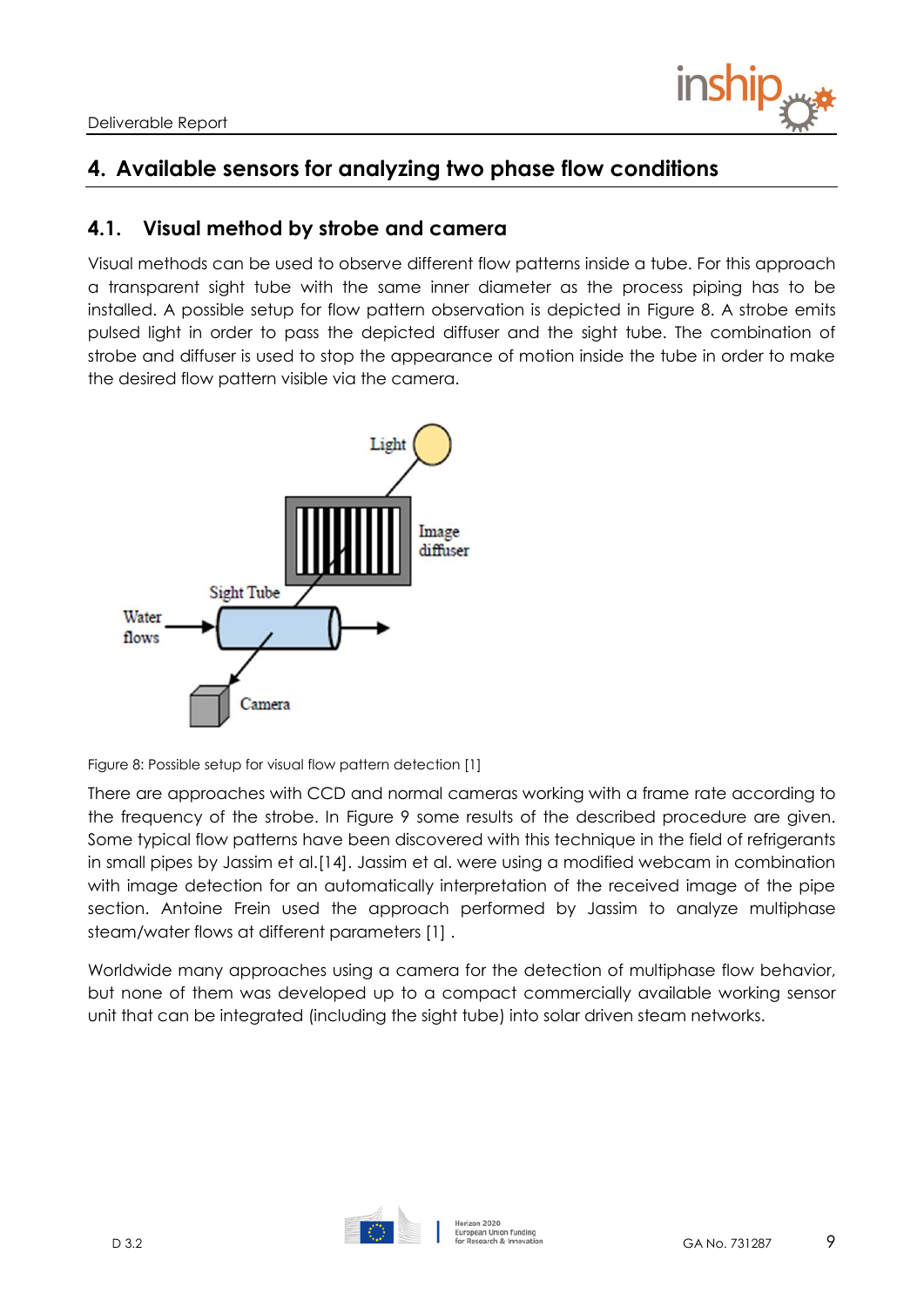# 4. Available sensors for analyzing two phase flow conditions

## 4.1. Visual method by strobe and camera

Visual methods can be used to observe different flow patterns inside a tube. For this approach a transparent sight tube with the same inner diameter as the process piping has to be installed. A possible setup for flow pattern observation is depicted in Figure 8. A strobe emits pulsed light in order to pass the depicted diffuser and the sight tube. The combination of strobe and diffuser is used to stop the appearance of motion inside the tube in order to make the desired flow pattern visible via the camera.

Figure 8: Possible setup for visual flow pattern detection [1]

There are approaches with CCD and normal cameras working with a frame rate according to the frequency of the strobe. In Figure 9 some results of the described procedure are given. Some typical flow patterns have been discovered with this technique in the field of refrigerants in small pipes by Jassim et al.[14]. Jassim et al. were using a modified webcam in combination with image detection for an automatically interpretation of the received image of the pipe section. Antoine Frein used the approach performed by Jassim to analyze multiphase steam/water flows at different parameters [1] .

Worldwide many approaches using a camera for the detection of multiphase flow behavior, but none of them was developed up to a compact commercially available working sensor unit that can be integrated (including the sight tube) into solar driven steam networks.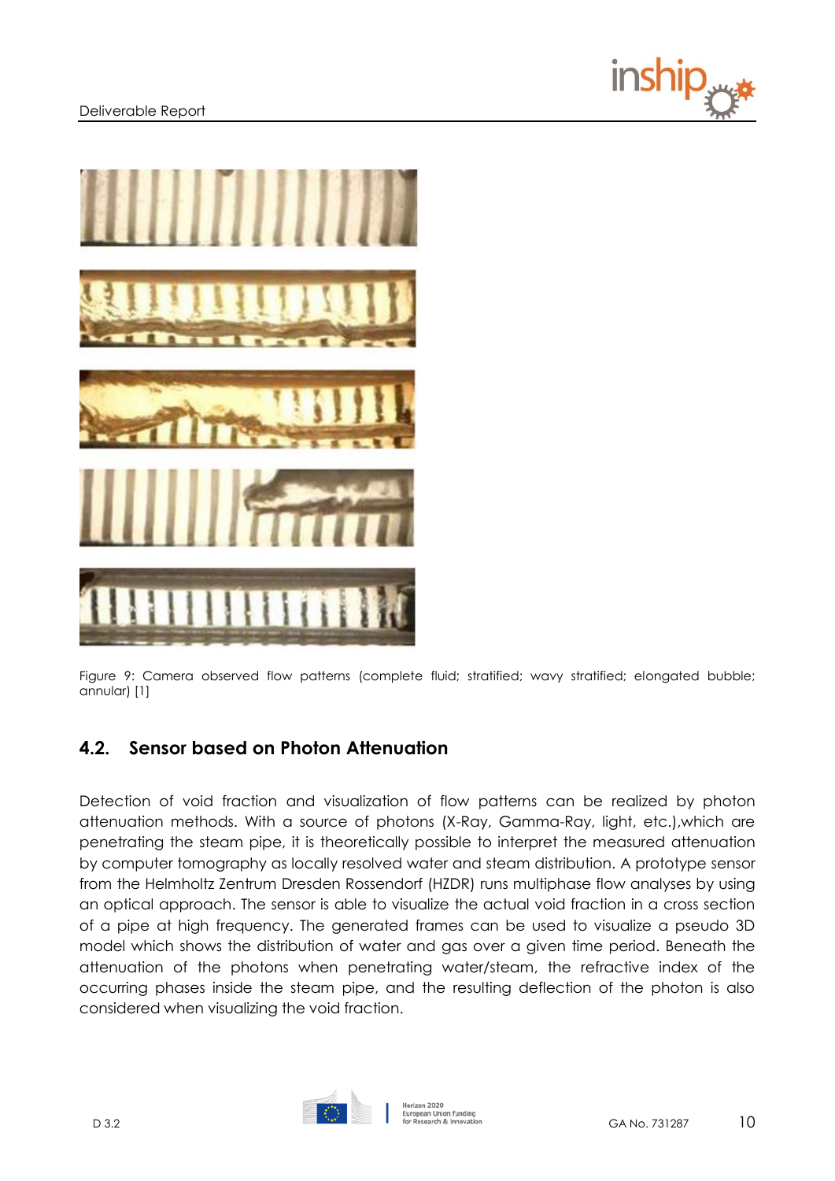Figure 9: Camera observed flow patterns (complete fluid; stratified; wavy stratified; elongated bubble; annular) [1]

## 4.2. Sensor based on Photon Attenuation

Detection of void fraction and visualization of flow patterns can be realized by photon attenuation methods. With a source of photons (X-Ray, Gamma-Ray, light, etc.),which are penetrating the steam pipe, it is theoretically possible to interpret the measured attenuation by computer tomography as locally resolved water and steam distribution. A prototype sensor from the Helmholtz Zentrum Dresden Rossendorf (HZDR) runs multiphase flow analyses by using an optical approach. The sensor is able to visualize the actual void fraction in a cross section of a pipe at high frequency. The generated frames can be used to visualize a pseudo 3D model which shows the distribution of water and gas over a given time period. Beneath the attenuation of the photons when penetrating water/steam, the refractive index of the occurring phases inside the steam pipe, and the resulting deflection of the photon is also considered when visualizing the void fraction.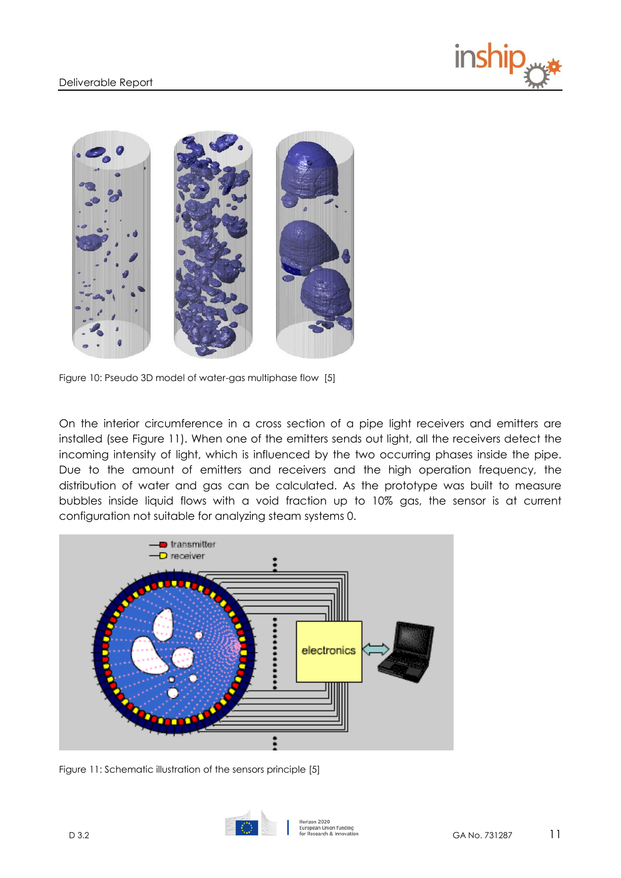Figure 10: Pseudo 3D model of water-gas multiphase flow [5]

On the interior circumference in a cross section of a pipe light receivers and emitters are installed (see Figure 11). When one of the emitters sends out light, all the receivers detect the incoming intensity of light, which is influenced by the two occurring phases inside the pipe. Due to the amount of emitters and receivers and the high operation frequency, the distribution of water and gas can be calculated. As the prototype was built to measure bubbles inside liquid flows with a void fraction up to 10% gas, the sensor is at current configuration not suitable for analyzing steam systems 0.

Figure 11: Schematic illustration of the sensors principle [5]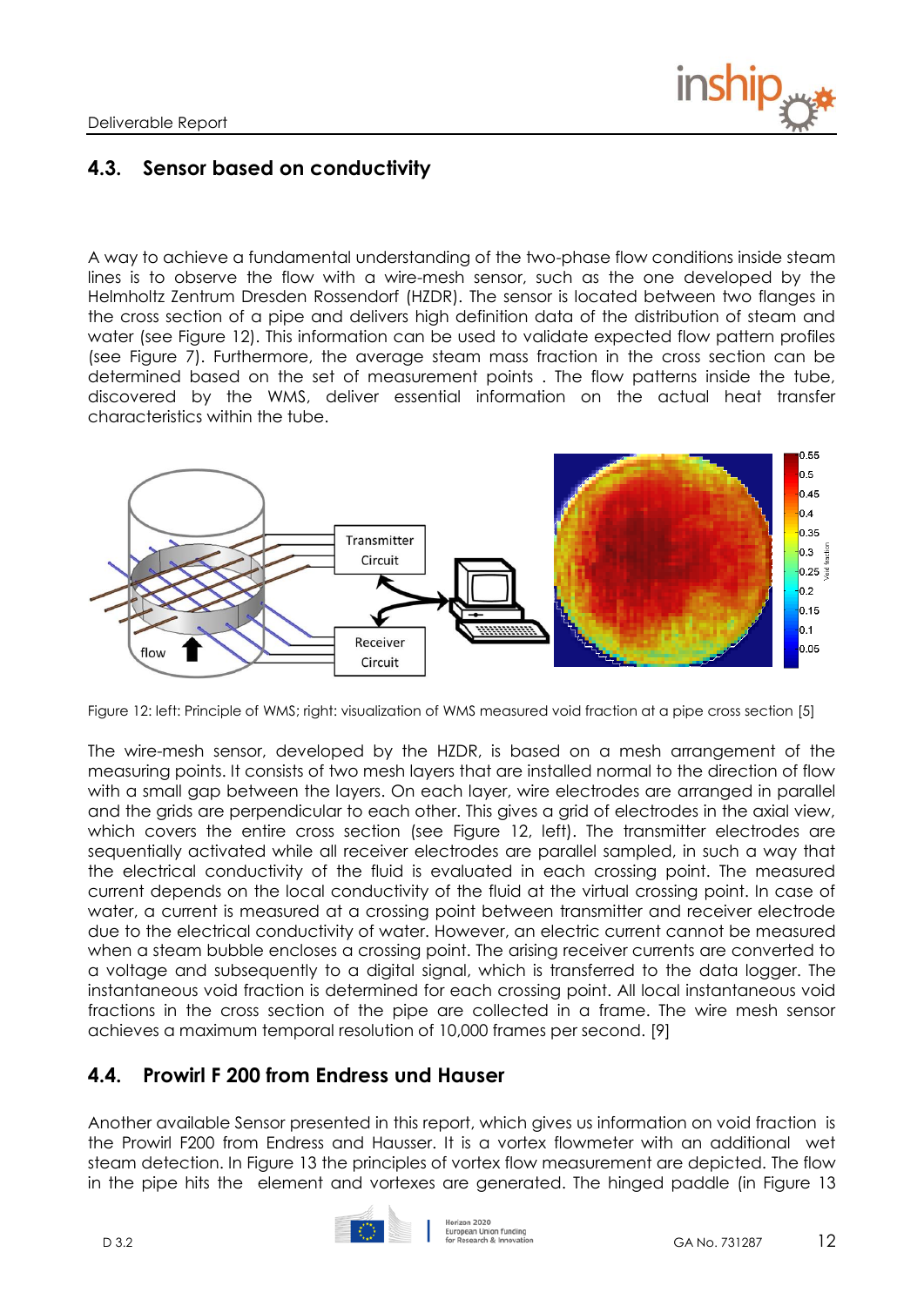## 4.3. Sensor based on conductivity

A way to achieve a fundamental understanding of the two-phase flow conditions inside steam lines is to observe the flow with a wire-mesh sensor, such as the one developed by the Helmholtz Zentrum Dresden Rossendorf (HZDR). The sensor is located between two flanges in the cross section of a pipe and delivers high definition data of the distribution of steam and water (see Figure 12). This information can be used to validate expected flow pattern profiles (see Figure 7). Furthermore, the average steam mass fraction in the cross section can be determined based on the set of measurement points . The flow patterns inside the tube, discovered by the WMS, deliver essential information on the actual heat transfer characteristics within the tube.

Figure 12: left: Principle of WMS; right: visualization of WMS measured void fraction at a pipe cross section [5]

The wire-mesh sensor, developed by the HZDR, is based on a mesh arrangement of the measuring points. It consists of two mesh layers that are installed normal to the direction of flow with a small gap between the layers. On each layer, wire electrodes are arranged in parallel and the grids are perpendicular to each other. This gives a grid of electrodes in the axial view, which covers the entire cross section (see Figure 12, left). The transmitter electrodes are sequentially activated while all receiver electrodes are parallel sampled, in such a way that the electrical conductivity of the fluid is evaluated in each crossing point. The measured current depends on the local conductivity of the fluid at the virtual crossing point. In case of water, a current is measured at a crossing point between transmitter and receiver electrode due to the electrical conductivity of water. However, an electric current cannot be measured when a steam bubble encloses a crossing point. The arising receiver currents are converted to a voltage and subsequently to a digital signal, which is transferred to the data logger. The instantaneous void fraction is determined for each crossing point. All local instantaneous void fractions in the cross section of the pipe are collected in a frame. The wire mesh sensor achieves a maximum temporal resolution of 10,000 frames per second. [9]

## 4.4. Prowirl F 200 from Endress und Hauser

Another available Sensor presented in this report, which gives us information on void fraction is the Prowirl F200 from Endress and Hausser. It is a vortex flowmeter with an additional wet steam detection. In Figure 13 the principles of vortex flow measurement are depicted. The flow in the pipe hits the element and vortexes are generated. The hinged paddle (in Figure 13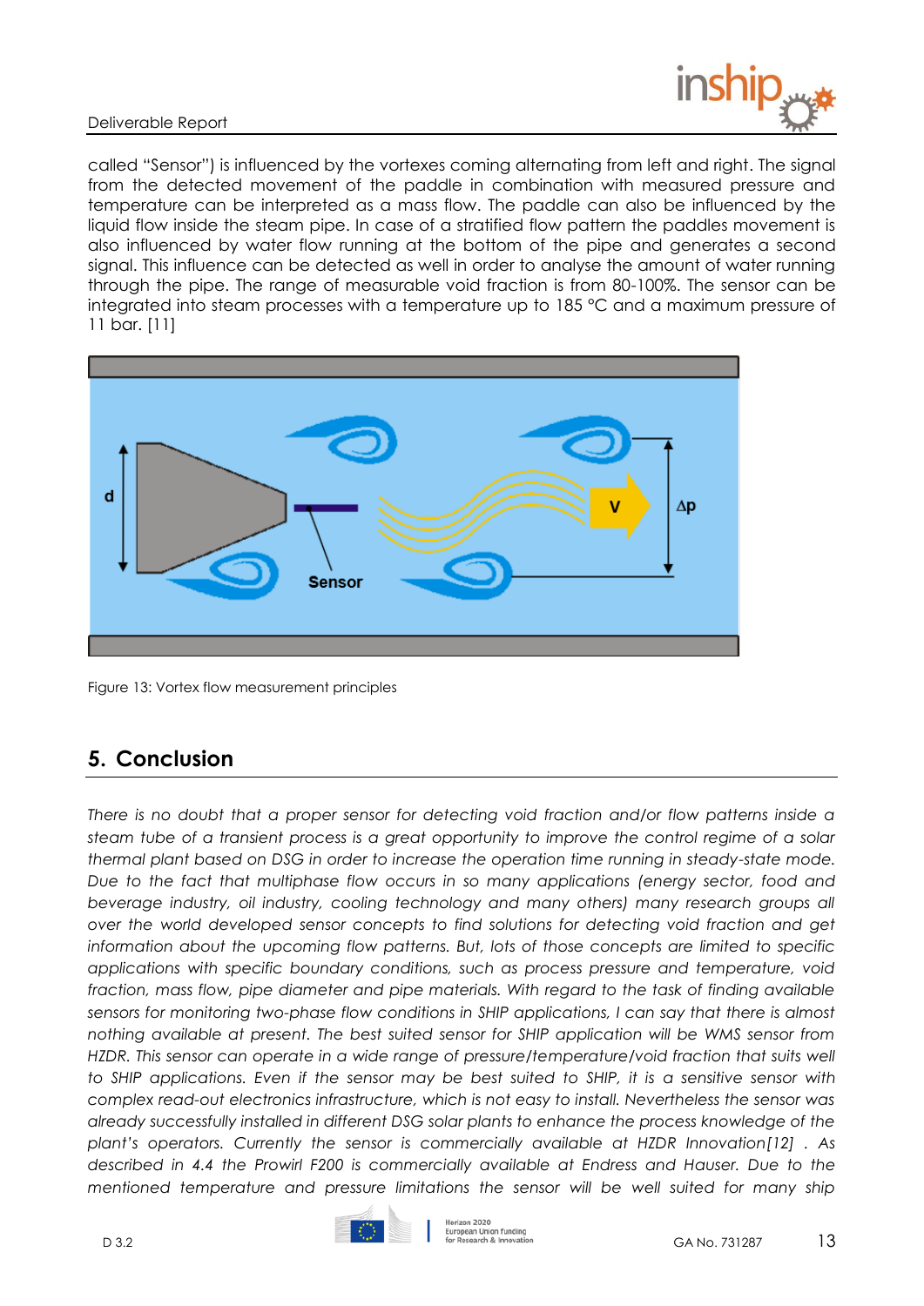called "Sensor") is influenced by the vortexes coming alternating from left and right. The signal from the detected movement of the paddle in combination with measured pressure and temperature can be interpreted as a mass flow. The paddle can also be influenced by the liquid flow inside the steam pipe. In case of a stratified flow pattern the paddles movement is also influenced by water flow running at the bottom of the pipe and generates a second signal. This influence can be detected as well in order to analyse the amount of water running through the pipe. The range of measurable void fraction is from 80-100%. The sensor can be integrated into steam processes with a temperature up to 185 °C and a maximum pressure of 11 bar. [11]

Figure 13: Vortex flow measurement principles

## 5. Conclusion

*There is no doubt that a proper sensor for detecting void fraction and/or flow patterns inside a steam tube of a transient process is a great opportunity to improve the control regime of a solar thermal plant based on DSG in order to increase the operation time running in steady-state mode. Due to the fact that multiphase flow occurs in so many applications (energy sector, food and beverage industry, oil industry, cooling technology and many others) many research groups all over the world developed sensor concepts to find solutions for detecting void fraction and get information about the upcoming flow patterns. But, lots of those concepts are limited to specific applications with specific boundary conditions, such as process pressure and temperature, void fraction, mass flow, pipe diameter and pipe materials. With regard to the task of finding available sensors for monitoring two-phase flow conditions in SHIP applications, I can say that there is almost nothing available at present. The best suited sensor for SHIP application will be WMS sensor from HZDR. This sensor can operate in a wide range of pressure/temperature/void fraction that suits well to SHIP applications. Even if the sensor may be best suited to SHIP, it is a sensitive sensor with complex read-out electronics infrastructure, which is not easy to install. Nevertheless the sensor was already successfully installed in different DSG solar plants to enhance the process knowledge of the plant's operators. Currently the sensor is commercially available at HZDR Innovation[12] . As described in 4.4 the Prowirl F200 is commercially available at Endress and Hauser. Due to the mentioned temperature and pressure limitations the sensor will be well suited for many ship*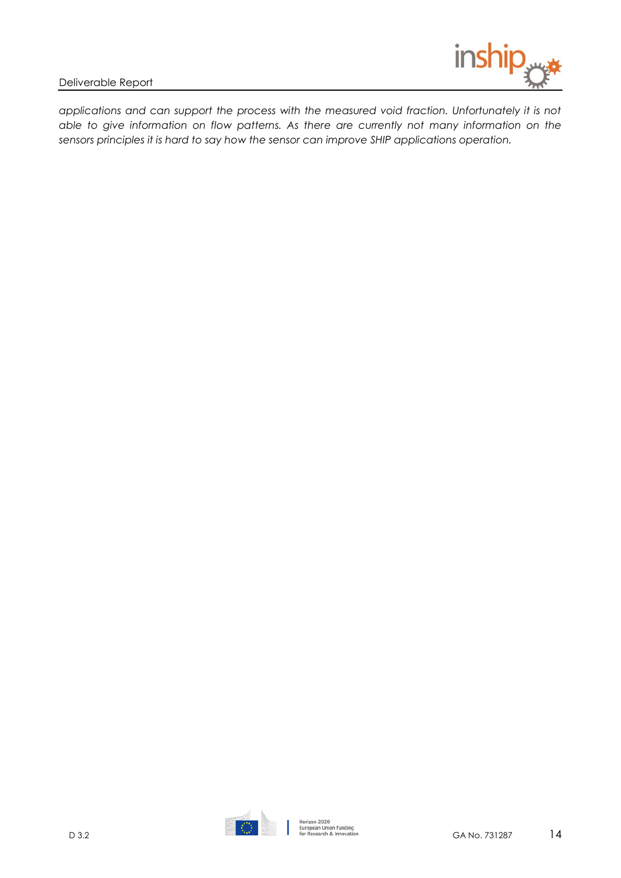*applications and can support the process with the measured void fraction. Unfortunately it is not able to give information on flow patterns. As there are currently not many information on the sensors principles it is hard to say how the sensor can improve SHIP applications operation.*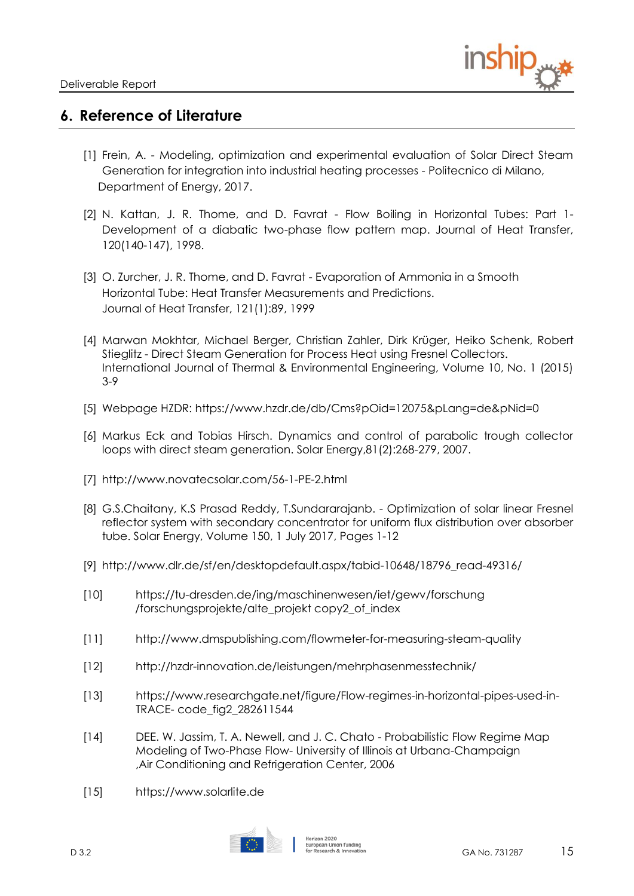## 6. Reference of Literature

[1] Frein, A. - Modeling, optimization and experimental evaluation of Solar Direct Steam Generation for integration into industrial heating processes - Politecnico di Milano, Department of Energy, 2017.

[2] N. Kattan, J. R. Thome, and D. Favrat - Flow Boiling in Horizontal Tubes: Part 1- Development of a diabatic two-phase flow pattern map. Journal of Heat Transfer, 120(140-147), 1998.

[3] O. Zurcher, J. R. Thome, and D. Favrat - Evaporation of Ammonia in a Smooth Horizontal Tube: Heat Transfer Measurements and Predictions. Journal of Heat Transfer, 121(1):89, 1999

[4] Marwan Mokhtar, Michael Berger, Christian Zahler, Dirk Krüger, Heiko Schenk, Robert Stieglitz - Direct Steam Generation for Process Heat using Fresnel Collectors. International Journal of Thermal & Environmental Engineering, Volume 10, No. 1 (2015) 3-9

[5] Webpage HZDR: https://www.hzdr.de/db/Cms?pOid=12075&pLang=de&pNid=0

[6] Markus Eck and Tobias Hirsch. Dynamics and control of parabolic trough collector loops with direct steam generation. Solar Energy,81(2):268-279, 2007.

[7] http://www.novatecsolar.com/56-1-PE-2.html

[8] G.S.Chaitany, K.S Prasad Reddy, T.Sundararajanb. - Optimization of solar linear Fresnel reflector system with secondary concentrator for uniform flux distribution over absorber tube. Solar Energy, Volume 150, 1 July 2017, Pages 1-12

[9] http://www.dlr.de/sf/en/desktopdefault.aspx/tabid-10648/18796_read-49316/

[10] https://tu-dresden.de/ing/maschinenwesen/iet/gewv/forschung /forschungsprojekte/alte_projekt copy2_of_index

[11] http://www.dmspublishing.com/flowmeter-for-measuring-steam-quality

[12] http://hzdr-innovation.de/leistungen/mehrphasenmesstechnik/

[13] https://www.researchgate.net/figure/Flow-regimes-in-horizontal-pipes-used-in-TRACE- code_fig2_282611544

[14] DEE. W. Jassim, T. A. Newell, and J. C. Chato - Probabilistic Flow Regime Map Modeling of Two-Phase Flow- University of Illinois at Urbana-Champaign ,Air Conditioning and Refrigeration Center, 2006

[15] https://www.solarlite.de